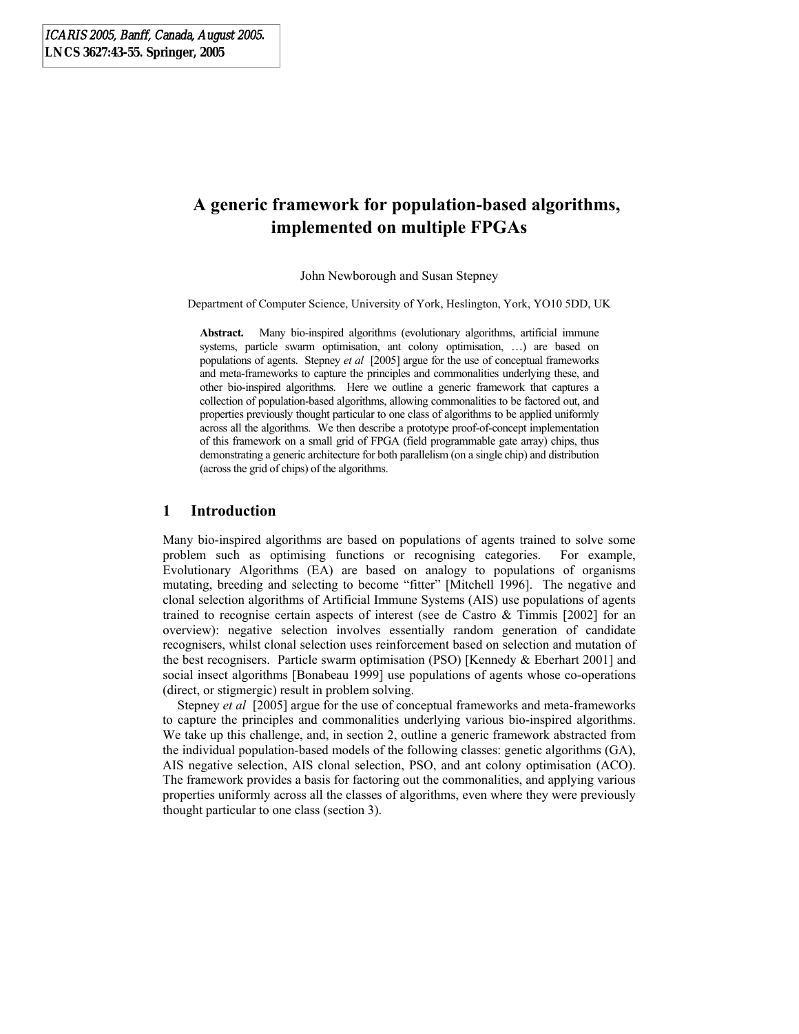ICARIS 2005, Banff, Canada, August 2005.
LNCS 3627:43-55. Springer, 2005

# A generic framework for population-based algorithms, implemented on multiple FPGAs

John Newborough and Susan Stepney

Department of Computer Science, University of York, Heslington, York, YO10 5DD, UK

**Abstract.** Many bio-inspired algorithms (evolutionary algorithms, artificial immune systems, particle swarm optimisation, ant colony optimisation, …) are based on populations of agents. Stepney *et al* [2005] argue for the use of conceptual frameworks and meta-frameworks to capture the principles and commonalities underlying these, and other bio-inspired algorithms. Here we outline a generic framework that captures a collection of population-based algorithms, allowing commonalities to be factored out, and properties previously thought particular to one class of algorithms to be applied uniformly across all the algorithms. We then describe a prototype proof-of-concept implementation of this framework on a small grid of FPGA (field programmable gate array) chips, thus demonstrating a generic architecture for both parallelism (on a single chip) and distribution (across the grid of chips) of the algorithms.

## 1 Introduction

Many bio-inspired algorithms are based on populations of agents trained to solve some problem such as optimising functions or recognising categories. For example, Evolutionary Algorithms (EA) are based on analogy to populations of organisms mutating, breeding and selecting to become "fitter" [Mitchell 1996]. The negative and clonal selection algorithms of Artificial Immune Systems (AIS) use populations of agents trained to recognise certain aspects of interest (see de Castro & Timmis [2002] for an overview): negative selection involves essentially random generation of candidate recognisers, whilst clonal selection uses reinforcement based on selection and mutation of the best recognisers. Particle swarm optimisation (PSO) [Kennedy & Eberhart 2001] and social insect algorithms [Bonabeau 1999] use populations of agents whose co-operations (direct, or stigmergic) result in problem solving.

Stepney *et al* [2005] argue for the use of conceptual frameworks and meta-frameworks to capture the principles and commonalities underlying various bio-inspired algorithms. We take up this challenge, and, in section 2, outline a generic framework abstracted from the individual population-based models of the following classes: genetic algorithms (GA), AIS negative selection, AIS clonal selection, PSO, and ant colony optimisation (ACO). The framework provides a basis for factoring out the commonalities, and applying various properties uniformly across all the classes of algorithms, even where they were previously thought particular to one class (section 3).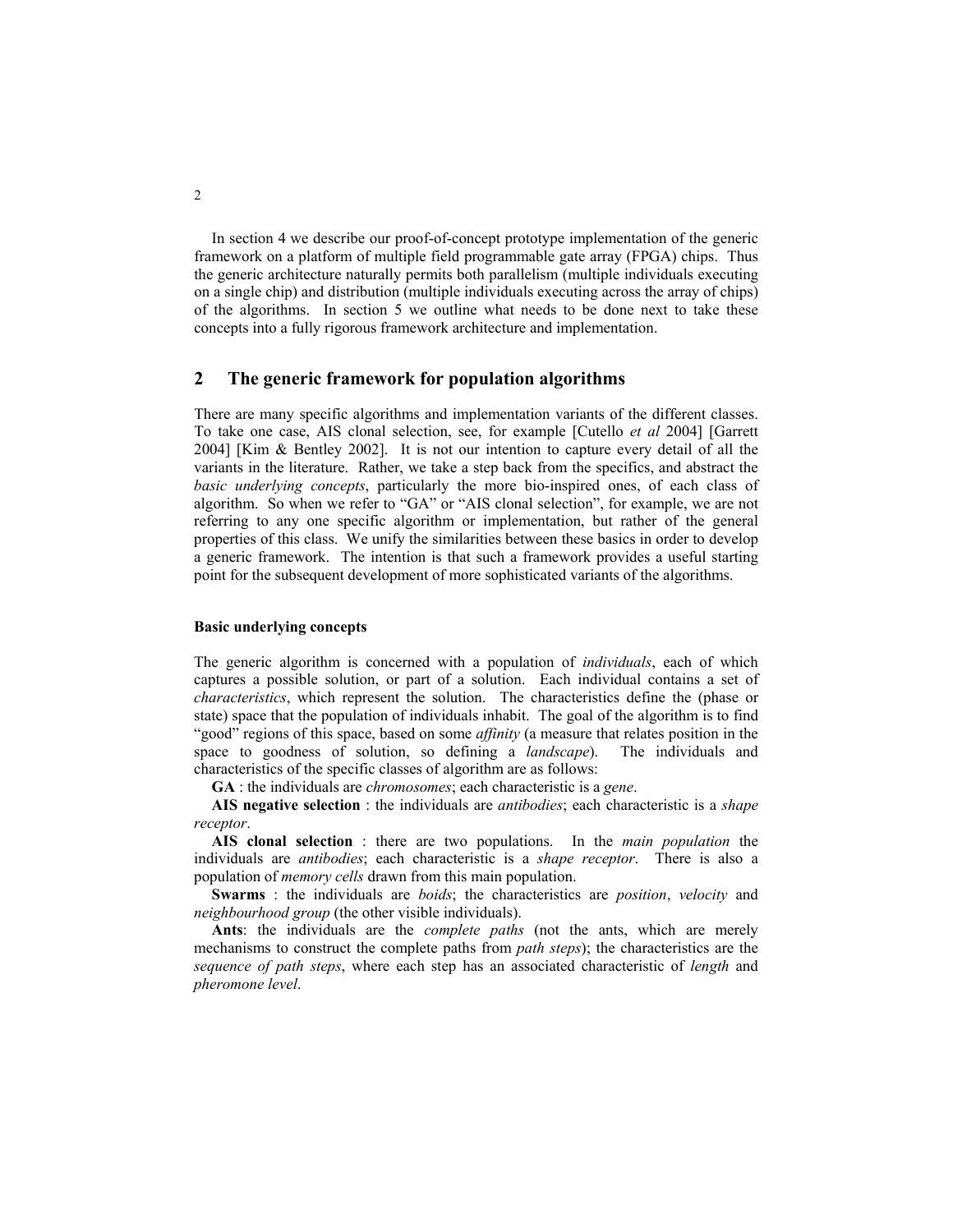In section 4 we describe our proof-of-concept prototype implementation of the generic framework on a platform of multiple field programmable gate array (FPGA) chips. Thus the generic architecture naturally permits both parallelism (multiple individuals executing on a single chip) and distribution (multiple individuals executing across the array of chips) of the algorithms. In section 5 we outline what needs to be done next to take these concepts into a fully rigorous framework architecture and implementation.

## 2 The generic framework for population algorithms

There are many specific algorithms and implementation variants of the different classes. To take one case, AIS clonal selection, see, for example [Cutello *et al* 2004] [Garrett 2004] [Kim & Bentley 2002]. It is not our intention to capture every detail of all the variants in the literature. Rather, we take a step back from the specifics, and abstract the *basic underlying concepts*, particularly the more bio-inspired ones, of each class of algorithm. So when we refer to "GA" or "AIS clonal selection", for example, we are not referring to any one specific algorithm or implementation, but rather of the general properties of this class. We unify the similarities between these basics in order to develop a generic framework. The intention is that such a framework provides a useful starting point for the subsequent development of more sophisticated variants of the algorithms.

#### Basic underlying concepts

The generic algorithm is concerned with a population of *individuals*, each of which captures a possible solution, or part of a solution. Each individual contains a set of *characteristics*, which represent the solution. The characteristics define the (phase or state) space that the population of individuals inhabit. The goal of the algorithm is to find "good" regions of this space, based on some *affinity* (a measure that relates position in the space to goodness of solution, so defining a *landscape*). The individuals and characteristics of the specific classes of algorithm are as follows:

**GA** : the individuals are *chromosomes*; each characteristic is a *gene*.

**AIS negative selection** : the individuals are *antibodies*; each characteristic is a *shape receptor*.

**AIS clonal selection** : there are two populations. In the *main population* the individuals are *antibodies*; each characteristic is a *shape receptor*. There is also a population of *memory cells* drawn from this main population.

**Swarms** : the individuals are *boids*; the characteristics are *position*, *velocity* and *neighbourhood group* (the other visible individuals).

**Ants**: the individuals are the *complete paths* (not the ants, which are merely mechanisms to construct the complete paths from *path steps*); the characteristics are the *sequence of path steps*, where each step has an associated characteristic of *length* and *pheromone level*.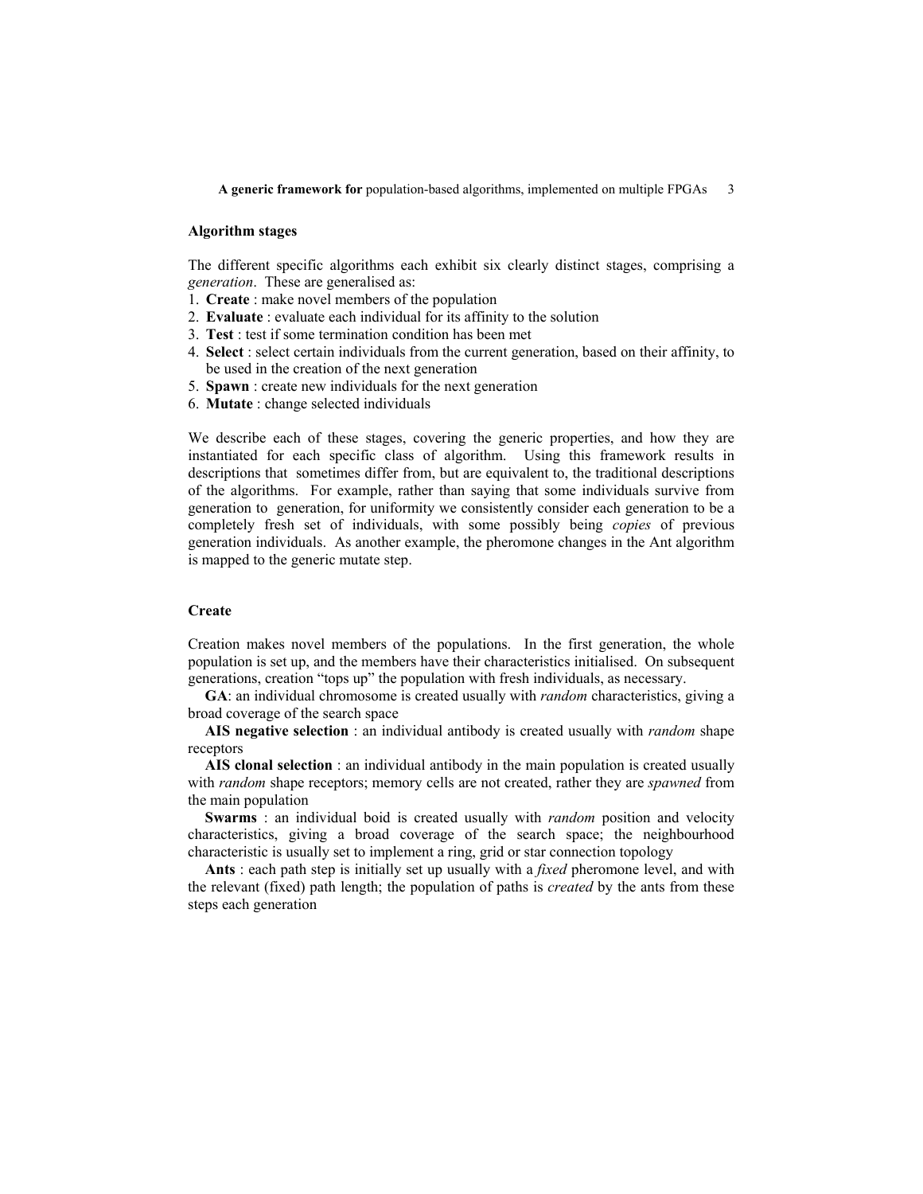### Algorithm stages

The different specific algorithms each exhibit six clearly distinct stages, comprising a *generation*. These are generalised as:

1. **Create** : make novel members of the population
2. **Evaluate** : evaluate each individual for its affinity to the solution
3. **Test** : test if some termination condition has been met
4. **Select** : select certain individuals from the current generation, based on their affinity, to be used in the creation of the next generation
5. **Spawn** : create new individuals for the next generation
6. **Mutate** : change selected individuals

We describe each of these stages, covering the generic properties, and how they are instantiated for each specific class of algorithm. Using this framework results in descriptions that sometimes differ from, but are equivalent to, the traditional descriptions of the algorithms. For example, rather than saying that some individuals survive from generation to generation, for uniformity we consistently consider each generation to be a completely fresh set of individuals, with some possibly being *copies* of previous generation individuals. As another example, the pheromone changes in the Ant algorithm is mapped to the generic mutate step.

### Create

Creation makes novel members of the populations. In the first generation, the whole population is set up, and the members have their characteristics initialised. On subsequent generations, creation "tops up" the population with fresh individuals, as necessary.

**GA**: an individual chromosome is created usually with *random* characteristics, giving a broad coverage of the search space

**AIS negative selection** : an individual antibody is created usually with *random* shape receptors

**AIS clonal selection** : an individual antibody in the main population is created usually with *random* shape receptors; memory cells are not created, rather they are *spawned* from the main population

**Swarms** : an individual boid is created usually with *random* position and velocity characteristics, giving a broad coverage of the search space; the neighbourhood characteristic is usually set to implement a ring, grid or star connection topology

**Ants** : each path step is initially set up usually with a *fixed* pheromone level, and with the relevant (fixed) path length; the population of paths is *created* by the ants from these steps each generation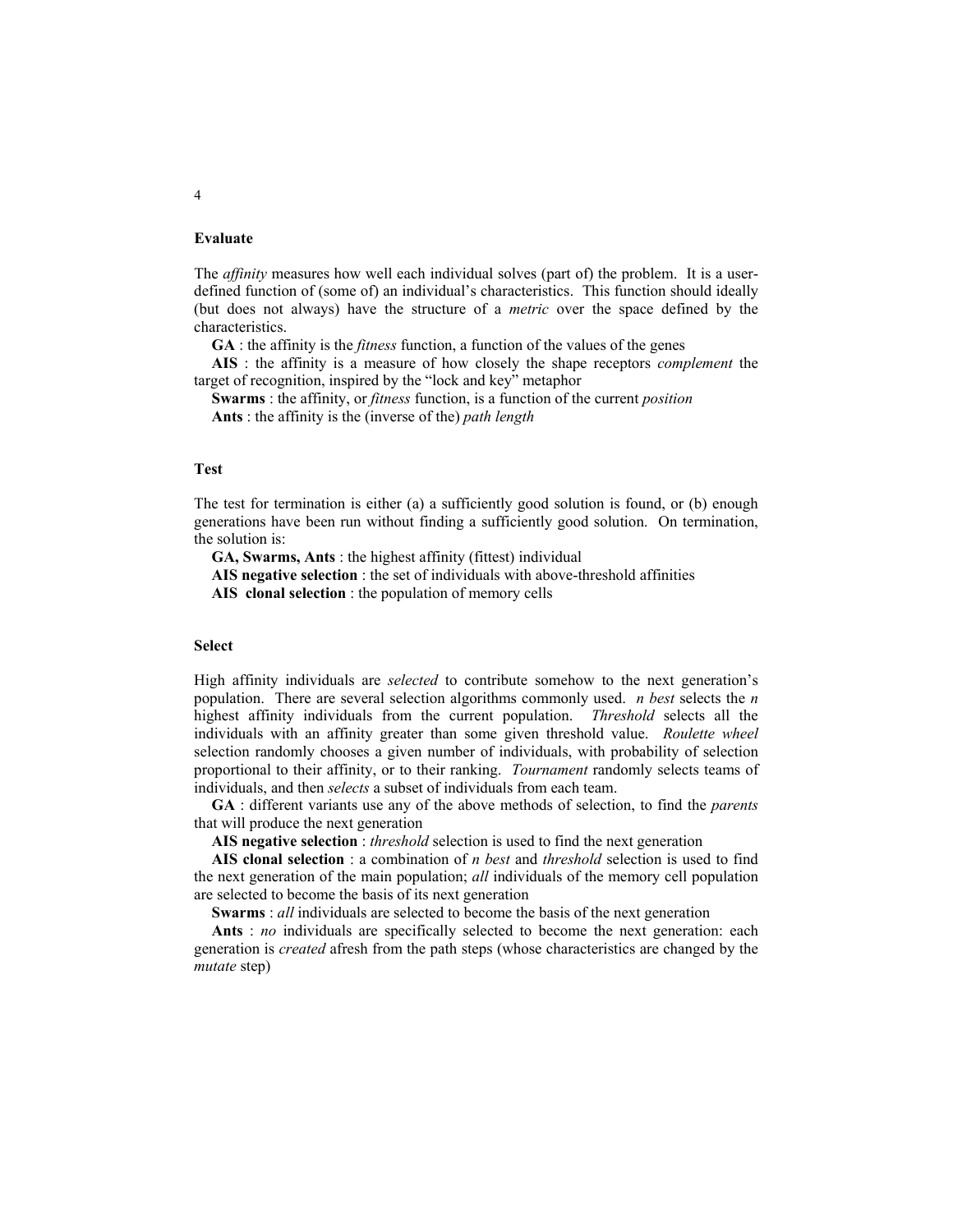### Evaluate

The *affinity* measures how well each individual solves (part of) the problem. It is a user-defined function of (some of) an individual's characteristics. This function should ideally (but does not always) have the structure of a *metric* over the space defined by the characteristics.

**GA** : the affinity is the *fitness* function, a function of the values of the genes

**AIS** : the affinity is a measure of how closely the shape receptors *complement* the target of recognition, inspired by the "lock and key" metaphor

**Swarms** : the affinity, or *fitness* function, is a function of the current *position*

**Ants** : the affinity is the (inverse of the) *path length*

### Test

The test for termination is either (a) a sufficiently good solution is found, or (b) enough generations have been run without finding a sufficiently good solution. On termination, the solution is:

**GA, Swarms, Ants** : the highest affinity (fittest) individual

**AIS negative selection** : the set of individuals with above-threshold affinities

**AIS clonal selection** : the population of memory cells

### Select

High affinity individuals are *selected* to contribute somehow to the next generation's population. There are several selection algorithms commonly used. *n best* selects the *n* highest affinity individuals from the current population. *Threshold* selects all the individuals with an affinity greater than some given threshold value. *Roulette wheel* selection randomly chooses a given number of individuals, with probability of selection proportional to their affinity, or to their ranking. *Tournament* randomly selects teams of individuals, and then *selects* a subset of individuals from each team.

**GA** : different variants use any of the above methods of selection, to find the *parents* that will produce the next generation

**AIS negative selection** : *threshold* selection is used to find the next generation

**AIS clonal selection** : a combination of *n best* and *threshold* selection is used to find the next generation of the main population; *all* individuals of the memory cell population are selected to become the basis of its next generation

**Swarms** : *all* individuals are selected to become the basis of the next generation

**Ants** : *no* individuals are specifically selected to become the next generation: each generation is *created* afresh from the path steps (whose characteristics are changed by the *mutate* step)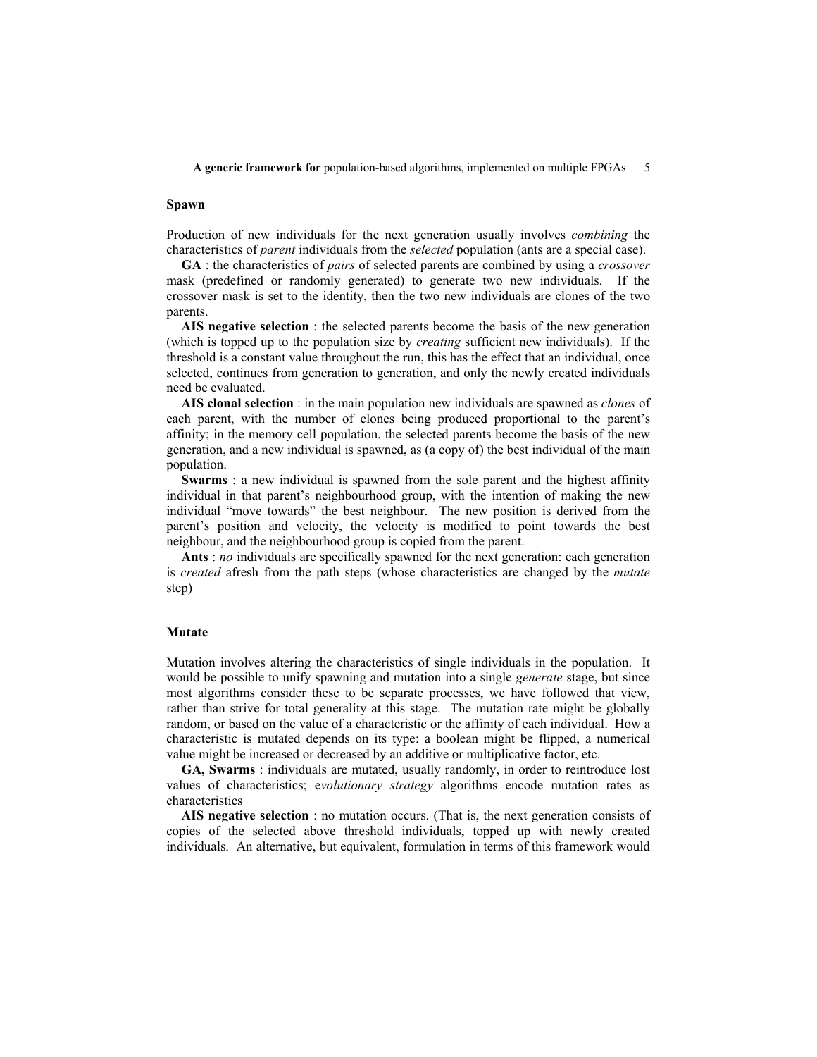### Spawn

Production of new individuals for the next generation usually involves *combining* the characteristics of *parent* individuals from the *selected* population (ants are a special case).

**GA** : the characteristics of *pairs* of selected parents are combined by using a *crossover* mask (predefined or randomly generated) to generate two new individuals. If the crossover mask is set to the identity, then the two new individuals are clones of the two parents.

**AIS negative selection** : the selected parents become the basis of the new generation (which is topped up to the population size by *creating* sufficient new individuals). If the threshold is a constant value throughout the run, this has the effect that an individual, once selected, continues from generation to generation, and only the newly created individuals need be evaluated.

**AIS clonal selection** : in the main population new individuals are spawned as *clones* of each parent, with the number of clones being produced proportional to the parent's affinity; in the memory cell population, the selected parents become the basis of the new generation, and a new individual is spawned, as (a copy of) the best individual of the main population.

**Swarms** : a new individual is spawned from the sole parent and the highest affinity individual in that parent's neighbourhood group, with the intention of making the new individual "move towards" the best neighbour. The new position is derived from the parent's position and velocity, the velocity is modified to point towards the best neighbour, and the neighbourhood group is copied from the parent.

**Ants** : *no* individuals are specifically spawned for the next generation: each generation is *created* afresh from the path steps (whose characteristics are changed by the *mutate* step)

### Mutate

Mutation involves altering the characteristics of single individuals in the population. It would be possible to unify spawning and mutation into a single *generate* stage, but since most algorithms consider these to be separate processes, we have followed that view, rather than strive for total generality at this stage. The mutation rate might be globally random, or based on the value of a characteristic or the affinity of each individual. How a characteristic is mutated depends on its type: a boolean might be flipped, a numerical value might be increased or decreased by an additive or multiplicative factor, etc.

**GA, Swarms** : individuals are mutated, usually randomly, in order to reintroduce lost values of characteristics; e*volutionary strategy* algorithms encode mutation rates as characteristics

**AIS negative selection** : no mutation occurs. (That is, the next generation consists of copies of the selected above threshold individuals, topped up with newly created individuals. An alternative, but equivalent, formulation in terms of this framework would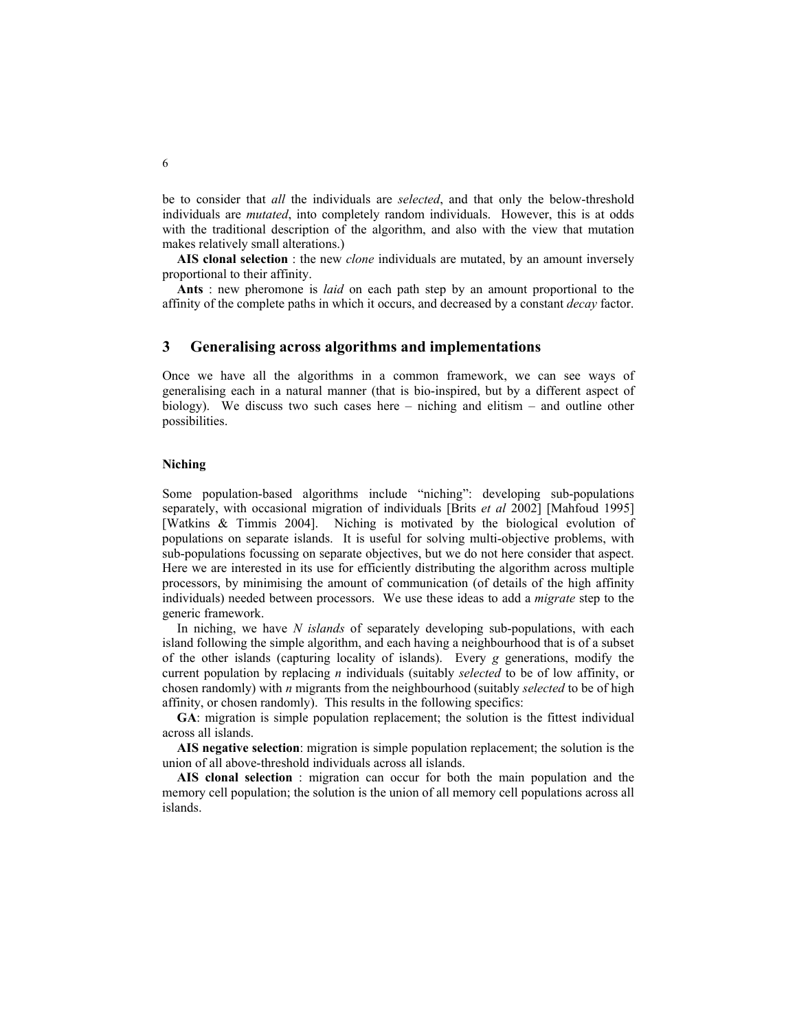be to consider that *all* the individuals are *selected*, and that only the below-threshold individuals are *mutated*, into completely random individuals. However, this is at odds with the traditional description of the algorithm, and also with the view that mutation makes relatively small alterations.)

**AIS clonal selection** : the new *clone* individuals are mutated, by an amount inversely proportional to their affinity.

**Ants** : new pheromone is *laid* on each path step by an amount proportional to the affinity of the complete paths in which it occurs, and decreased by a constant *decay* factor.

## 3 Generalising across algorithms and implementations

Once we have all the algorithms in a common framework, we can see ways of generalising each in a natural manner (that is bio-inspired, but by a different aspect of biology). We discuss two such cases here – niching and elitism – and outline other possibilities.

### Niching

Some population-based algorithms include "niching": developing sub-populations separately, with occasional migration of individuals [Brits *et al* 2002] [Mahfoud 1995] [Watkins & Timmis 2004]. Niching is motivated by the biological evolution of populations on separate islands. It is useful for solving multi-objective problems, with sub-populations focussing on separate objectives, but we do not here consider that aspect. Here we are interested in its use for efficiently distributing the algorithm across multiple processors, by minimising the amount of communication (of details of the high affinity individuals) needed between processors. We use these ideas to add a *migrate* step to the generic framework.

In niching, we have *N islands* of separately developing sub-populations, with each island following the simple algorithm, and each having a neighbourhood that is of a subset of the other islands (capturing locality of islands). Every *g* generations, modify the current population by replacing *n* individuals (suitably *selected* to be of low affinity, or chosen randomly) with *n* migrants from the neighbourhood (suitably *selected* to be of high affinity, or chosen randomly). This results in the following specifics:

**GA**: migration is simple population replacement; the solution is the fittest individual across all islands.

**AIS negative selection**: migration is simple population replacement; the solution is the union of all above-threshold individuals across all islands.

**AIS clonal selection** : migration can occur for both the main population and the memory cell population; the solution is the union of all memory cell populations across all islands.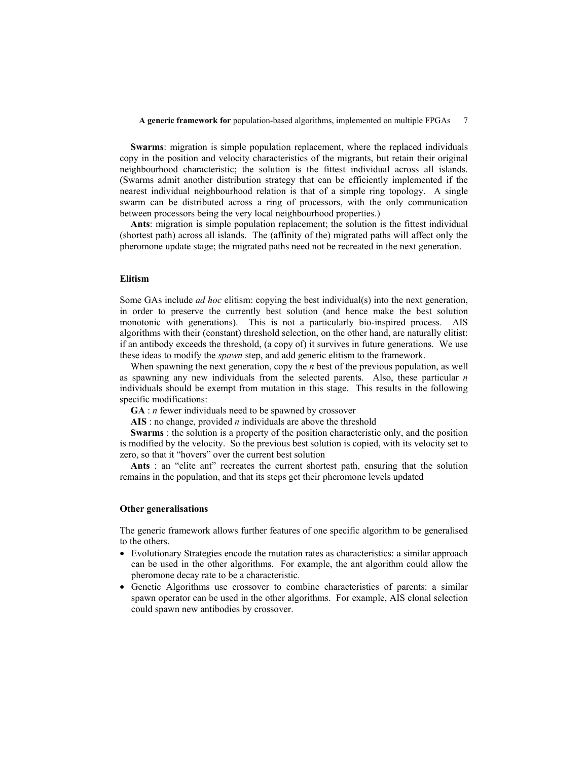**Swarms**: migration is simple population replacement, where the replaced individuals copy in the position and velocity characteristics of the migrants, but retain their original neighbourhood characteristic; the solution is the fittest individual across all islands. (Swarms admit another distribution strategy that can be efficiently implemented if the nearest individual neighbourhood relation is that of a simple ring topology. A single swarm can be distributed across a ring of processors, with the only communication between processors being the very local neighbourhood properties.)

**Ants**: migration is simple population replacement; the solution is the fittest individual (shortest path) across all islands. The (affinity of the) migrated paths will affect only the pheromone update stage; the migrated paths need not be recreated in the next generation.

### Elitism

Some GAs include *ad hoc* elitism: copying the best individual(s) into the next generation, in order to preserve the currently best solution (and hence make the best solution monotonic with generations). This is not a particularly bio-inspired process. AIS algorithms with their (constant) threshold selection, on the other hand, are naturally elitist: if an antibody exceeds the threshold, (a copy of) it survives in future generations. We use these ideas to modify the *spawn* step, and add generic elitism to the framework.

When spawning the next generation, copy the $n$ best of the previous population, as well as spawning any new individuals from the selected parents. Also, these particular $n$ individuals should be exempt from mutation in this stage. This results in the following specific modifications:

**GA** : $n$ fewer individuals need to be spawned by crossover

**AIS** : no change, provided $n$ individuals are above the threshold

**Swarms** : the solution is a property of the position characteristic only, and the position is modified by the velocity. So the previous best solution is copied, with its velocity set to zero, so that it "hovers" over the current best solution

**Ants** : an "elite ant" recreates the current shortest path, ensuring that the solution remains in the population, and that its steps get their pheromone levels updated

### Other generalisations

The generic framework allows further features of one specific algorithm to be generalised to the others.

- Evolutionary Strategies encode the mutation rates as characteristics: a similar approach can be used in the other algorithms. For example, the ant algorithm could allow the pheromone decay rate to be a characteristic.
- Genetic Algorithms use crossover to combine characteristics of parents: a similar spawn operator can be used in the other algorithms. For example, AIS clonal selection could spawn new antibodies by crossover.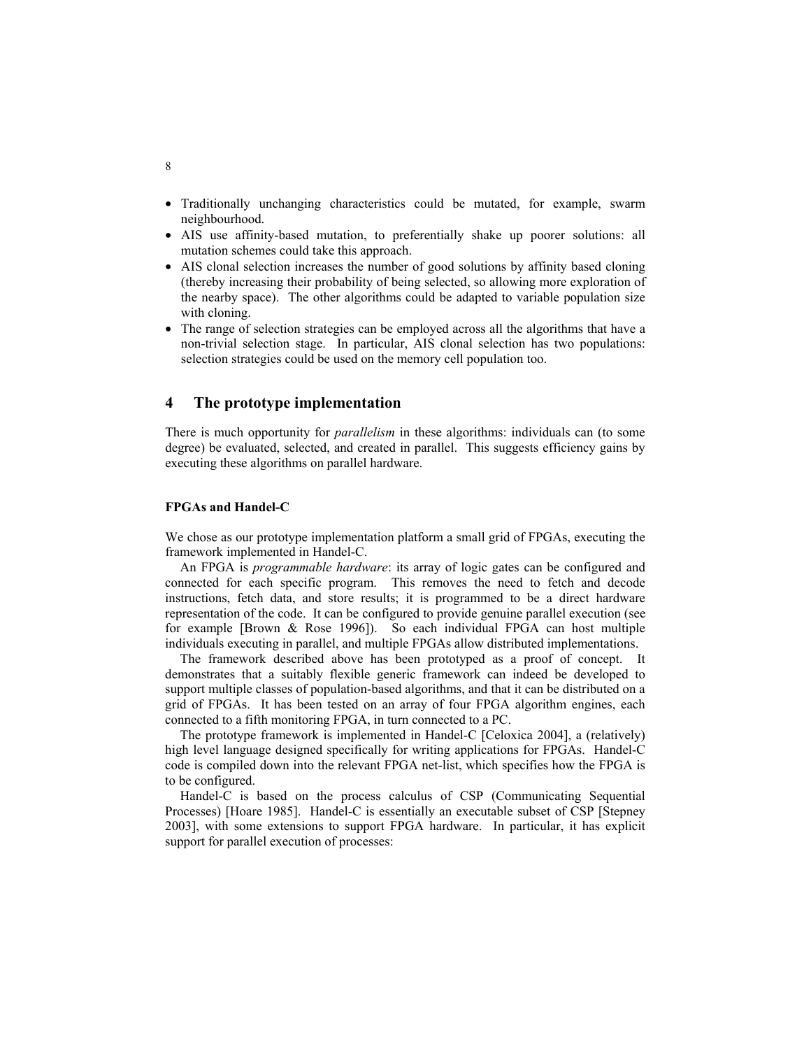- Traditionally unchanging characteristics could be mutated, for example, swarm neighbourhood.
- AIS use affinity-based mutation, to preferentially shake up poorer solutions: all mutation schemes could take this approach.
- AIS clonal selection increases the number of good solutions by affinity based cloning (thereby increasing their probability of being selected, so allowing more exploration of the nearby space). The other algorithms could be adapted to variable population size with cloning.
- The range of selection strategies can be employed across all the algorithms that have a non-trivial selection stage. In particular, AIS clonal selection has two populations: selection strategies could be used on the memory cell population too.

## 4 The prototype implementation

There is much opportunity for *parallelism* in these algorithms: individuals can (to some degree) be evaluated, selected, and created in parallel. This suggests efficiency gains by executing these algorithms on parallel hardware.

### FPGAs and Handel-C

We chose as our prototype implementation platform a small grid of FPGAs, executing the framework implemented in Handel-C.

An FPGA is *programmable hardware*: its array of logic gates can be configured and connected for each specific program. This removes the need to fetch and decode instructions, fetch data, and store results; it is programmed to be a direct hardware representation of the code. It can be configured to provide genuine parallel execution (see for example [Brown & Rose 1996]). So each individual FPGA can host multiple individuals executing in parallel, and multiple FPGAs allow distributed implementations.

The framework described above has been prototyped as a proof of concept. It demonstrates that a suitably flexible generic framework can indeed be developed to support multiple classes of population-based algorithms, and that it can be distributed on a grid of FPGAs. It has been tested on an array of four FPGA algorithm engines, each connected to a fifth monitoring FPGA, in turn connected to a PC.

The prototype framework is implemented in Handel-C [Celoxica 2004], a (relatively) high level language designed specifically for writing applications for FPGAs. Handel-C code is compiled down into the relevant FPGA net-list, which specifies how the FPGA is to be configured.

Handel-C is based on the process calculus of CSP (Communicating Sequential Processes) [Hoare 1985]. Handel-C is essentially an executable subset of CSP [Stepney 2003], with some extensions to support FPGA hardware. In particular, it has explicit support for parallel execution of processes: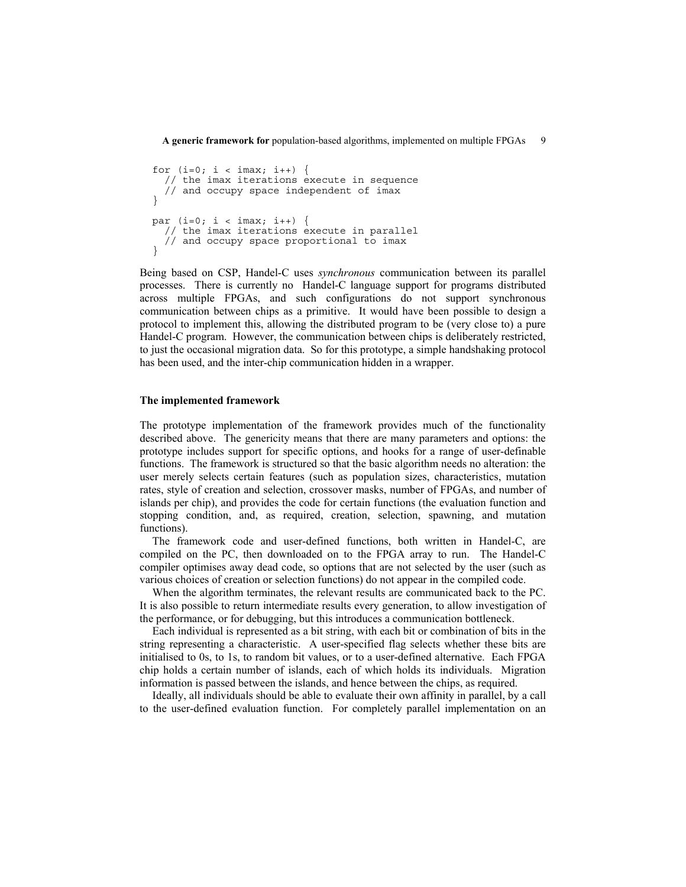```
for (i=0; i < imax; i++) {
  // the imax iterations execute in sequence
  // and occupy space independent of imax
}

par (i=0; i < imax; i++) {
  // the imax iterations execute in parallel
  // and occupy space proportional to imax
}
```

Being based on CSP, Handel-C uses *synchronous* communication between its parallel processes. There is currently no Handel-C language support for programs distributed across multiple FPGAs, and such configurations do not support synchronous communication between chips as a primitive. It would have been possible to design a protocol to implement this, allowing the distributed program to be (very close to) a pure Handel-C program. However, the communication between chips is deliberately restricted, to just the occasional migration data. So for this prototype, a simple handshaking protocol has been used, and the inter-chip communication hidden in a wrapper.

### The implemented framework

The prototype implementation of the framework provides much of the functionality described above. The genericity means that there are many parameters and options: the prototype includes support for specific options, and hooks for a range of user-definable functions. The framework is structured so that the basic algorithm needs no alteration: the user merely selects certain features (such as population sizes, characteristics, mutation rates, style of creation and selection, crossover masks, number of FPGAs, and number of islands per chip), and provides the code for certain functions (the evaluation function and stopping condition, and, as required, creation, selection, spawning, and mutation functions).

The framework code and user-defined functions, both written in Handel-C, are compiled on the PC, then downloaded on to the FPGA array to run. The Handel-C compiler optimises away dead code, so options that are not selected by the user (such as various choices of creation or selection functions) do not appear in the compiled code.

When the algorithm terminates, the relevant results are communicated back to the PC. It is also possible to return intermediate results every generation, to allow investigation of the performance, or for debugging, but this introduces a communication bottleneck.

Each individual is represented as a bit string, with each bit or combination of bits in the string representing a characteristic. A user-specified flag selects whether these bits are initialised to 0s, to 1s, to random bit values, or to a user-defined alternative. Each FPGA chip holds a certain number of islands, each of which holds its individuals. Migration information is passed between the islands, and hence between the chips, as required.

Ideally, all individuals should be able to evaluate their own affinity in parallel, by a call to the user-defined evaluation function. For completely parallel implementation on an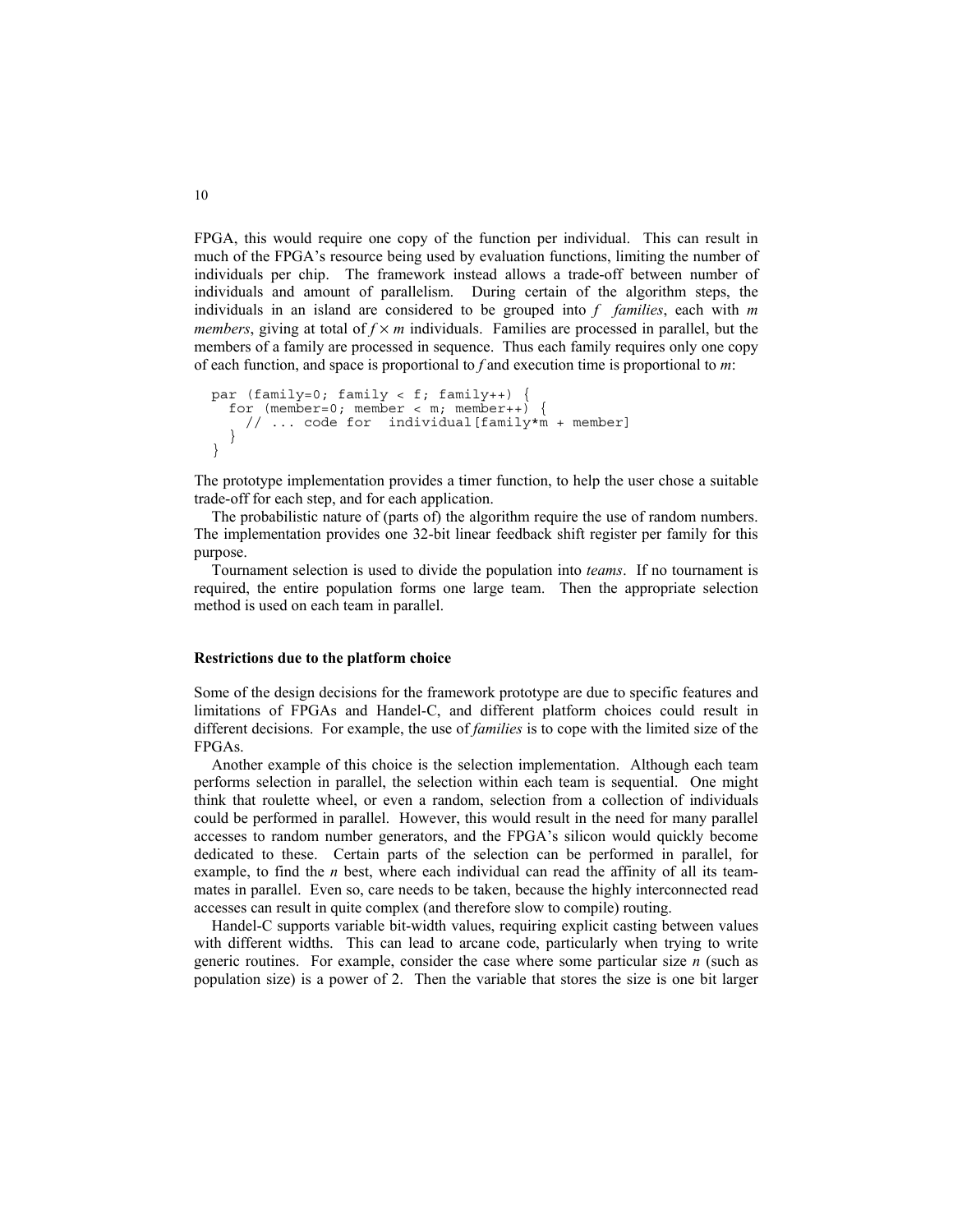FPGA, this would require one copy of the function per individual. This can result in much of the FPGA's resource being used by evaluation functions, limiting the number of individuals per chip. The framework instead allows a trade-off between number of individuals and amount of parallelism. During certain of the algorithm steps, the individuals in an island are considered to be grouped into $f$ *families*, each with $m$ *members*, giving at total of $f \times m$ individuals. Families are processed in parallel, but the members of a family are processed in sequence. Thus each family requires only one copy of each function, and space is proportional to $f$ and execution time is proportional to $m$:

```
par (family=0; family < f; family++) {
  for (member=0; member < m; member++) {
    // ... code for  individual[family*m + member]
  }
}
```

The prototype implementation provides a timer function, to help the user chose a suitable trade-off for each step, and for each application.

The probabilistic nature of (parts of) the algorithm require the use of random numbers. The implementation provides one 32-bit linear feedback shift register per family for this purpose.

Tournament selection is used to divide the population into *teams*. If no tournament is required, the entire population forms one large team. Then the appropriate selection method is used on each team in parallel.

**Restrictions due to the platform choice**

Some of the design decisions for the framework prototype are due to specific features and limitations of FPGAs and Handel-C, and different platform choices could result in different decisions. For example, the use of *families* is to cope with the limited size of the FPGAs.

Another example of this choice is the selection implementation. Although each team performs selection in parallel, the selection within each team is sequential. One might think that roulette wheel, or even a random, selection from a collection of individuals could be performed in parallel. However, this would result in the need for many parallel accesses to random number generators, and the FPGA's silicon would quickly become dedicated to these. Certain parts of the selection can be performed in parallel, for example, to find the $n$ best, where each individual can read the affinity of all its team-mates in parallel. Even so, care needs to be taken, because the highly interconnected read accesses can result in quite complex (and therefore slow to compile) routing.

Handel-C supports variable bit-width values, requiring explicit casting between values with different widths. This can lead to arcane code, particularly when trying to write generic routines. For example, consider the case where some particular size $n$ (such as population size) is a power of 2. Then the variable that stores the size is one bit larger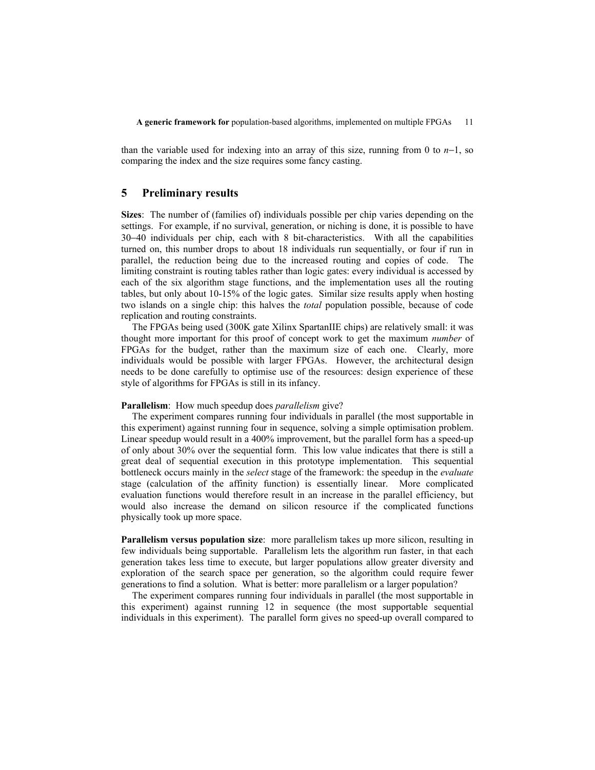than the variable used for indexing into an array of this size, running from 0 to $n-1$, so comparing the index and the size requires some fancy casting.

## 5 Preliminary results

**Sizes**: The number of (families of) individuals possible per chip varies depending on the settings. For example, if no survival, generation, or niching is done, it is possible to have 30–40 individuals per chip, each with 8 bit-characteristics. With all the capabilities turned on, this number drops to about 18 individuals run sequentially, or four if run in parallel, the reduction being due to the increased routing and copies of code. The limiting constraint is routing tables rather than logic gates: every individual is accessed by each of the six algorithm stage functions, and the implementation uses all the routing tables, but only about 10-15% of the logic gates. Similar size results apply when hosting two islands on a single chip: this halves the *total* population possible, because of code replication and routing constraints.

The FPGAs being used (300K gate Xilinx SpartanIIE chips) are relatively small: it was thought more important for this proof of concept work to get the maximum *number* of FPGAs for the budget, rather than the maximum size of each one. Clearly, more individuals would be possible with larger FPGAs. However, the architectural design needs to be done carefully to optimise use of the resources: design experience of these style of algorithms for FPGAs is still in its infancy.

**Parallelism**: How much speedup does *parallelism* give?

The experiment compares running four individuals in parallel (the most supportable in this experiment) against running four in sequence, solving a simple optimisation problem. Linear speedup would result in a 400% improvement, but the parallel form has a speed-up of only about 30% over the sequential form. This low value indicates that there is still a great deal of sequential execution in this prototype implementation. This sequential bottleneck occurs mainly in the *select* stage of the framework: the speedup in the *evaluate* stage (calculation of the affinity function) is essentially linear. More complicated evaluation functions would therefore result in an increase in the parallel efficiency, but would also increase the demand on silicon resource if the complicated functions physically took up more space.

**Parallelism versus population size**: more parallelism takes up more silicon, resulting in few individuals being supportable. Parallelism lets the algorithm run faster, in that each generation takes less time to execute, but larger populations allow greater diversity and exploration of the search space per generation, so the algorithm could require fewer generations to find a solution. What is better: more parallelism or a larger population?

The experiment compares running four individuals in parallel (the most supportable in this experiment) against running 12 in sequence (the most supportable sequential individuals in this experiment). The parallel form gives no speed-up overall compared to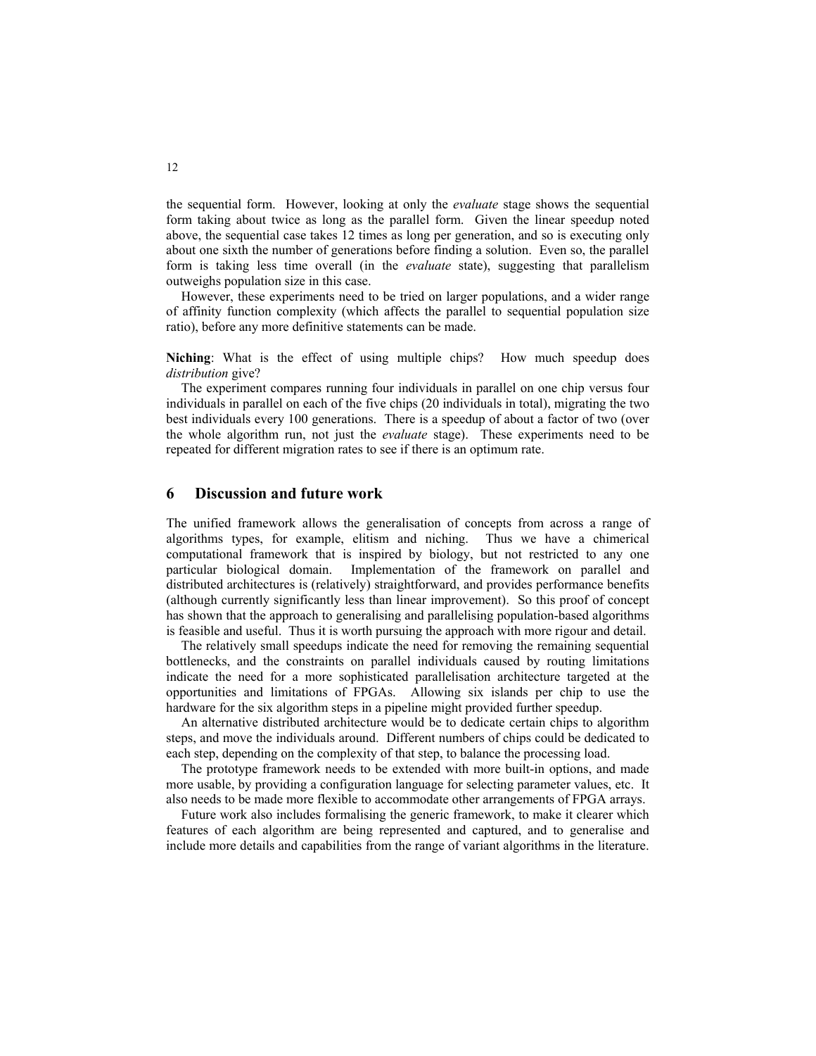the sequential form. However, looking at only the *evaluate* stage shows the sequential form taking about twice as long as the parallel form. Given the linear speedup noted above, the sequential case takes 12 times as long per generation, and so is executing only about one sixth the number of generations before finding a solution. Even so, the parallel form is taking less time overall (in the *evaluate* state), suggesting that parallelism outweighs population size in this case.

However, these experiments need to be tried on larger populations, and a wider range of affinity function complexity (which affects the parallel to sequential population size ratio), before any more definitive statements can be made.

**Niching**: What is the effect of using multiple chips? How much speedup does *distribution* give?

The experiment compares running four individuals in parallel on one chip versus four individuals in parallel on each of the five chips (20 individuals in total), migrating the two best individuals every 100 generations. There is a speedup of about a factor of two (over the whole algorithm run, not just the *evaluate* stage). These experiments need to be repeated for different migration rates to see if there is an optimum rate.

## 6 Discussion and future work

The unified framework allows the generalisation of concepts from across a range of algorithms types, for example, elitism and niching. Thus we have a chimerical computational framework that is inspired by biology, but not restricted to any one particular biological domain. Implementation of the framework on parallel and distributed architectures is (relatively) straightforward, and provides performance benefits (although currently significantly less than linear improvement). So this proof of concept has shown that the approach to generalising and parallelising population-based algorithms is feasible and useful. Thus it is worth pursuing the approach with more rigour and detail.

The relatively small speedups indicate the need for removing the remaining sequential bottlenecks, and the constraints on parallel individuals caused by routing limitations indicate the need for a more sophisticated parallelisation architecture targeted at the opportunities and limitations of FPGAs. Allowing six islands per chip to use the hardware for the six algorithm steps in a pipeline might provided further speedup.

An alternative distributed architecture would be to dedicate certain chips to algorithm steps, and move the individuals around. Different numbers of chips could be dedicated to each step, depending on the complexity of that step, to balance the processing load.

The prototype framework needs to be extended with more built-in options, and made more usable, by providing a configuration language for selecting parameter values, etc. It also needs to be made more flexible to accommodate other arrangements of FPGA arrays.

Future work also includes formalising the generic framework, to make it clearer which features of each algorithm are being represented and captured, and to generalise and include more details and capabilities from the range of variant algorithms in the literature.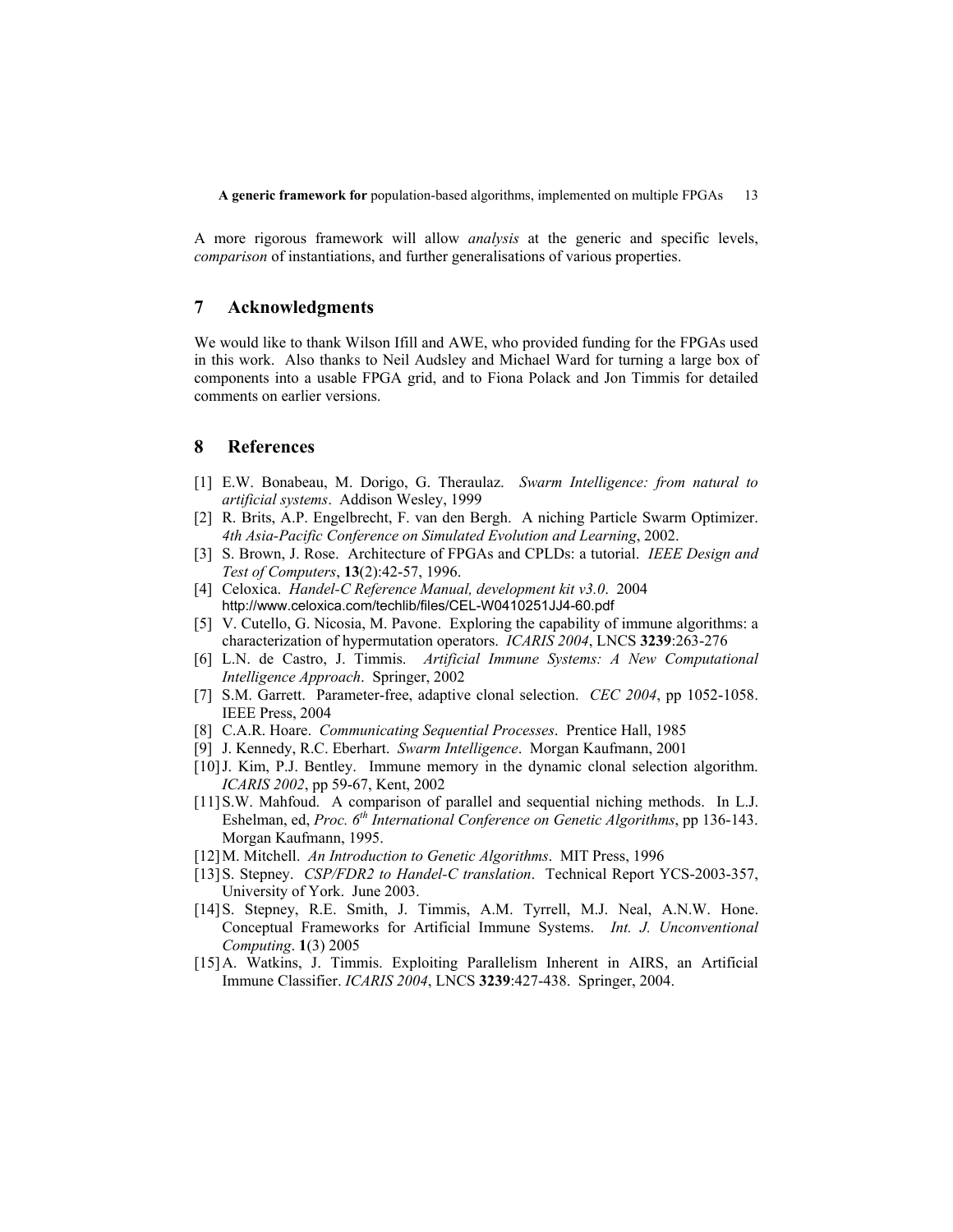A more rigorous framework will allow *analysis* at the generic and specific levels, *comparison* of instantiations, and further generalisations of various properties.

## 7 Acknowledgments

We would like to thank Wilson Ifill and AWE, who provided funding for the FPGAs used in this work. Also thanks to Neil Audsley and Michael Ward for turning a large box of components into a usable FPGA grid, and to Fiona Polack and Jon Timmis for detailed comments on earlier versions.

## 8 References

[1] E.W. Bonabeau, M. Dorigo, G. Theraulaz. *Swarm Intelligence: from natural to artificial systems*. Addison Wesley, 1999

[2] R. Brits, A.P. Engelbrecht, F. van den Bergh. A niching Particle Swarm Optimizer. *4th Asia-Pacific Conference on Simulated Evolution and Learning*, 2002.

[3] S. Brown, J. Rose. Architecture of FPGAs and CPLDs: a tutorial. *IEEE Design and Test of Computers*, **13**(2):42-57, 1996.

[4] Celoxica. *Handel-C Reference Manual, development kit v3.0*. 2004 http://www.celoxica.com/techlib/files/CEL-W0410251JJ4-60.pdf

[5] V. Cutello, G. Nicosia, M. Pavone. Exploring the capability of immune algorithms: a characterization of hypermutation operators. *ICARIS 2004*, LNCS **3239**:263-276

[6] L.N. de Castro, J. Timmis. *Artificial Immune Systems: A New Computational Intelligence Approach*. Springer, 2002

[7] S.M. Garrett. Parameter-free, adaptive clonal selection. *CEC 2004*, pp 1052-1058. IEEE Press, 2004

[8] C.A.R. Hoare. *Communicating Sequential Processes*. Prentice Hall, 1985

[9] J. Kennedy, R.C. Eberhart. *Swarm Intelligence*. Morgan Kaufmann, 2001

[10] J. Kim, P.J. Bentley. Immune memory in the dynamic clonal selection algorithm. *ICARIS 2002*, pp 59-67, Kent, 2002

[11] S.W. Mahfoud. A comparison of parallel and sequential niching methods. In L.J. Eshelman, ed, *Proc. 6th International Conference on Genetic Algorithms*, pp 136-143. Morgan Kaufmann, 1995.

[12] M. Mitchell. *An Introduction to Genetic Algorithms*. MIT Press, 1996

[13] S. Stepney. *CSP/FDR2 to Handel-C translation*. Technical Report YCS-2003-357, University of York. June 2003.

[14] S. Stepney, R.E. Smith, J. Timmis, A.M. Tyrrell, M.J. Neal, A.N.W. Hone. Conceptual Frameworks for Artificial Immune Systems. *Int. J. Unconventional Computing*. **1**(3) 2005

[15] A. Watkins, J. Timmis. Exploiting Parallelism Inherent in AIRS, an Artificial Immune Classifier. *ICARIS 2004*, LNCS **3239**:427-438. Springer, 2004.